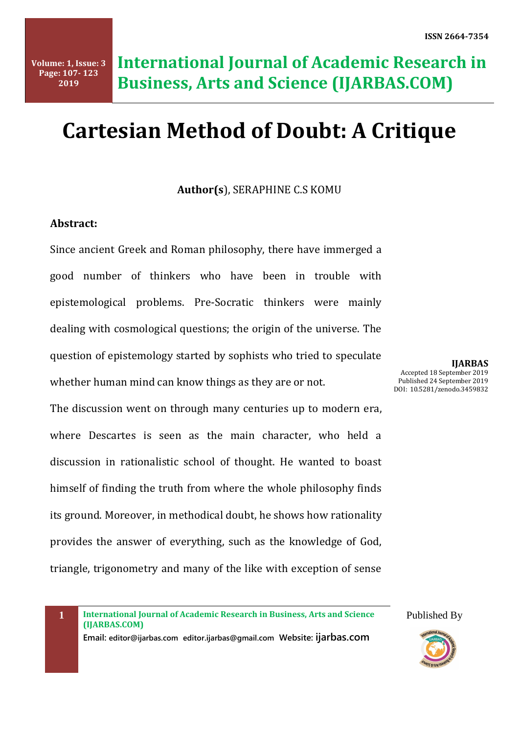# Cartesian Method of Doubt: A Critique

**Author(s)**, SERAPHINE C.S KOMU

**IJARBAS**
Accepted 18 September 2019
Published 24 September 2019
DOI: 10.5281/zenodo.3459832

**Abstract:**

Since ancient Greek and Roman philosophy, there have immerged a good number of thinkers who have been in trouble with epistemological problems. Pre-Socratic thinkers were mainly dealing with cosmological questions; the origin of the universe. The question of epistemology started by sophists who tried to speculate whether human mind can know things as they are or not.

The discussion went on through many centuries up to modern era, where Descartes is seen as the main character, who held a discussion in rationalistic school of thought. He wanted to boast himself of finding the truth from where the whole philosophy finds its ground. Moreover, in methodical doubt, he shows how rationality provides the answer of everything, such as the knowledge of God, triangle, trigonometry and many of the like with exception of sense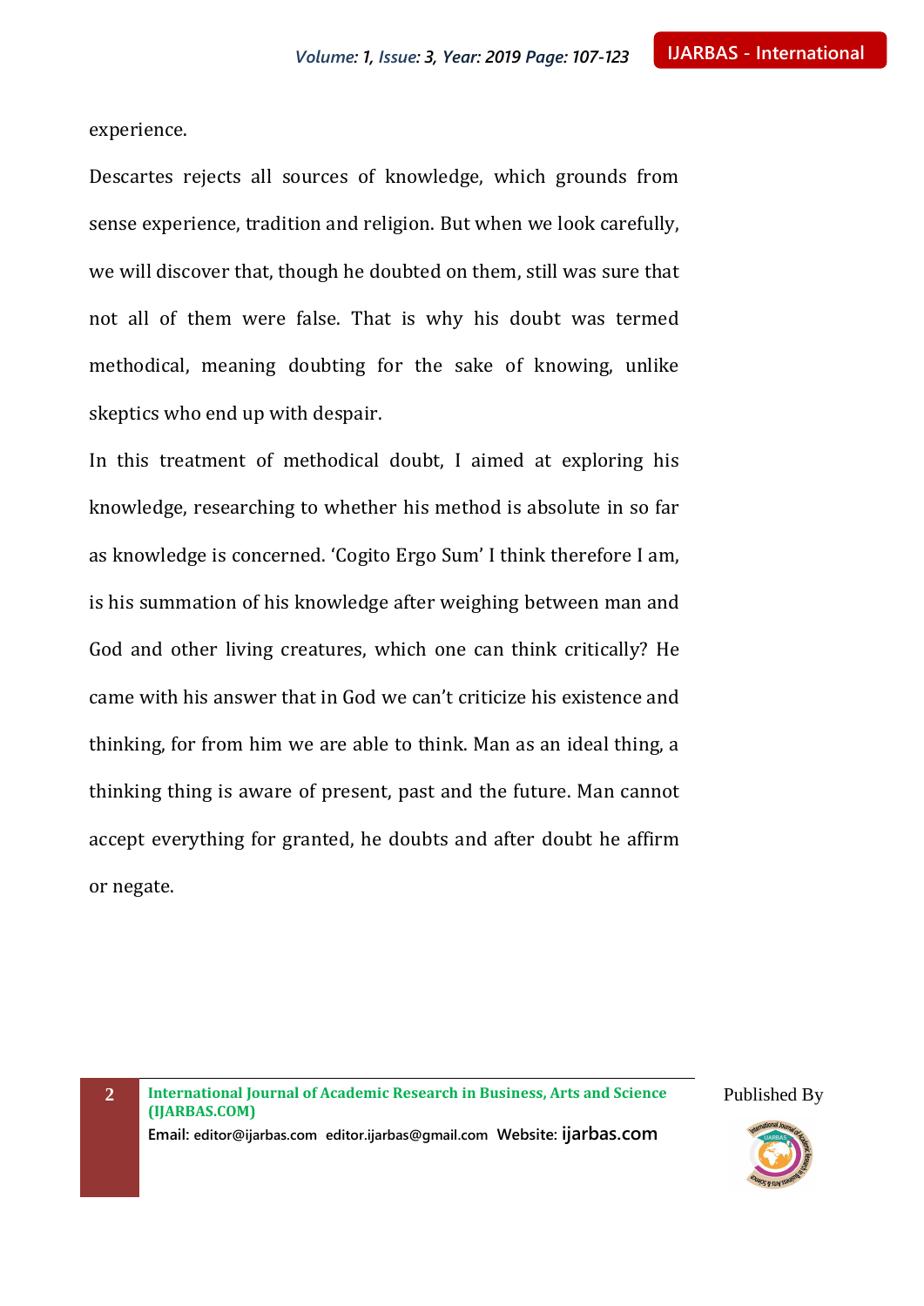experience.

Descartes rejects all sources of knowledge, which grounds from sense experience, tradition and religion. But when we look carefully, we will discover that, though he doubted on them, still was sure that not all of them were false. That is why his doubt was termed methodical, meaning doubting for the sake of knowing, unlike skeptics who end up with despair.

In this treatment of methodical doubt, I aimed at exploring his knowledge, researching to whether his method is absolute in so far as knowledge is concerned. 'Cogito Ergo Sum' I think therefore I am, is his summation of his knowledge after weighing between man and God and other living creatures, which one can think critically? He came with his answer that in God we can't criticize his existence and thinking, for from him we are able to think. Man as an ideal thing, a thinking thing is aware of present, past and the future. Man cannot accept everything for granted, he doubts and after doubt he affirm or negate.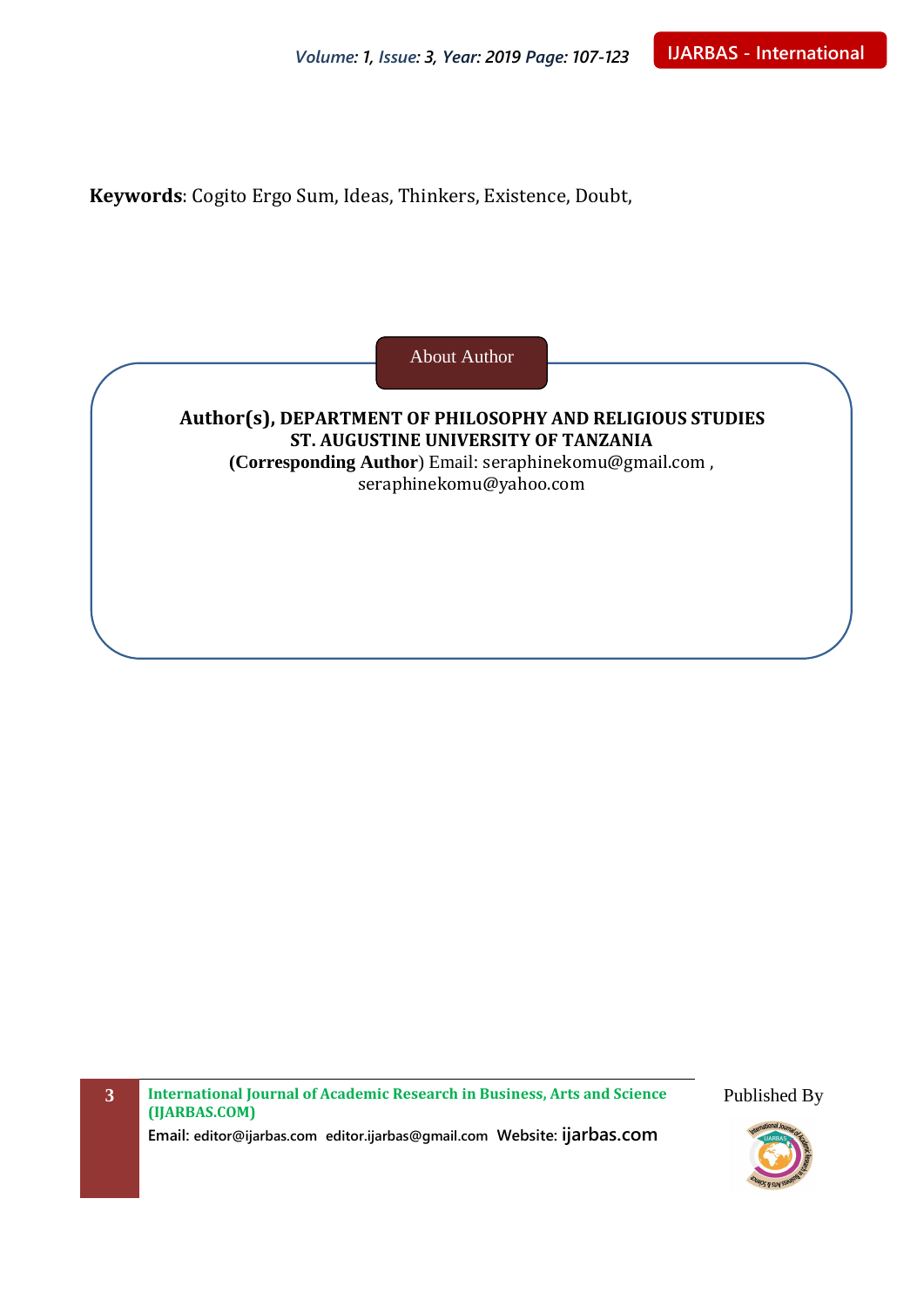**Keywords**: Cogito Ergo Sum, Ideas, Thinkers, Existence, Doubt,

About Author

**Author(s), DEPARTMENT OF PHILOSOPHY AND RELIGIOUS STUDIES**
**ST. AUGUSTINE UNIVERSITY OF TANZANIA**
(**Corresponding Author**) Email: seraphinekomu@gmail.com , seraphinekomu@yahoo.com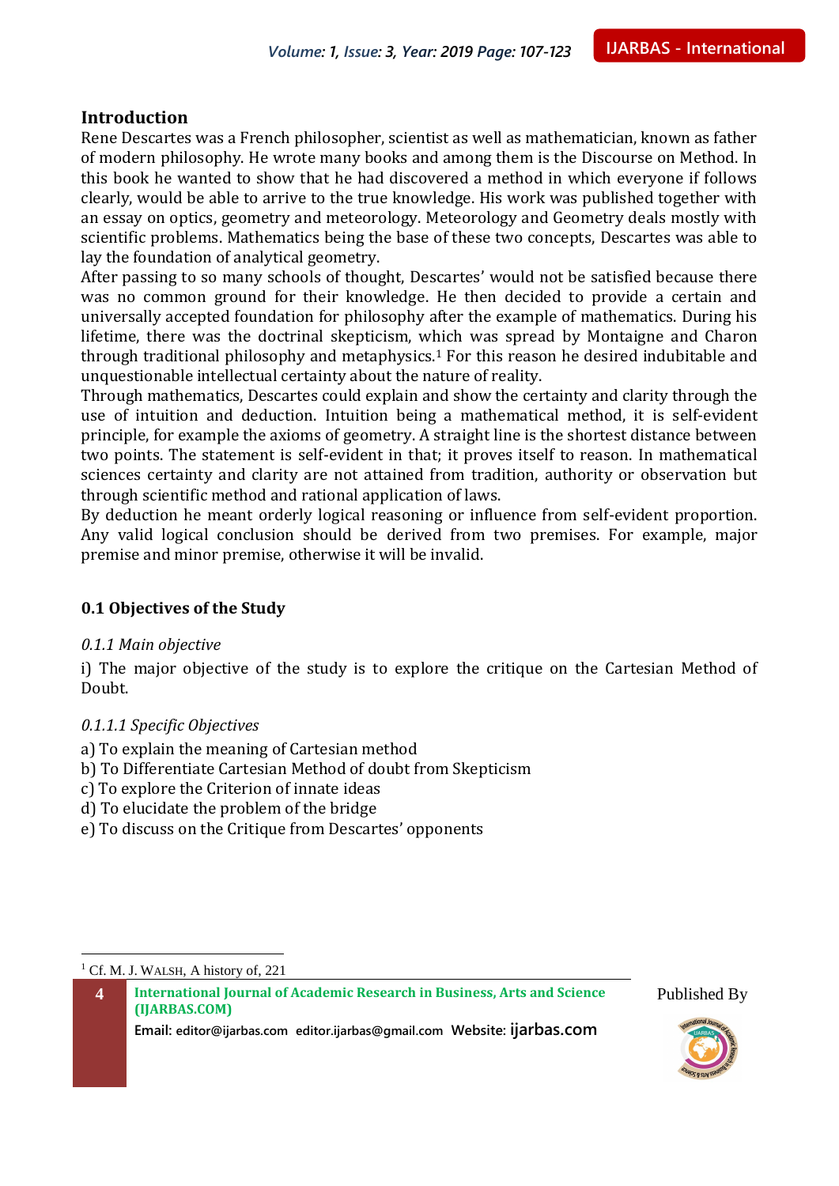## Introduction

Rene Descartes was a French philosopher, scientist as well as mathematician, known as father of modern philosophy. He wrote many books and among them is the Discourse on Method. In this book he wanted to show that he had discovered a method in which everyone if follows clearly, would be able to arrive to the true knowledge. His work was published together with an essay on optics, geometry and meteorology. Meteorology and Geometry deals mostly with scientific problems. Mathematics being the base of these two concepts, Descartes was able to lay the foundation of analytical geometry.

After passing to so many schools of thought, Descartes' would not be satisfied because there was no common ground for their knowledge. He then decided to provide a certain and universally accepted foundation for philosophy after the example of mathematics. During his lifetime, there was the doctrinal skepticism, which was spread by Montaigne and Charon through traditional philosophy and metaphysics.[1] For this reason he desired indubitable and unquestionable intellectual certainty about the nature of reality.

Through mathematics, Descartes could explain and show the certainty and clarity through the use of intuition and deduction. Intuition being a mathematical method, it is self-evident principle, for example the axioms of geometry. A straight line is the shortest distance between two points. The statement is self-evident in that; it proves itself to reason. In mathematical sciences certainty and clarity are not attained from tradition, authority or observation but through scientific method and rational application of laws.

By deduction he meant orderly logical reasoning or influence from self-evident proportion. Any valid logical conclusion should be derived from two premises. For example, major premise and minor premise, otherwise it will be invalid.

### 0.1 Objectives of the Study

*0.1.1 Main objective*

i) The major objective of the study is to explore the critique on the Cartesian Method of Doubt.

*0.1.1.1 Specific Objectives*

a) To explain the meaning of Cartesian method
b) To Differentiate Cartesian Method of doubt from Skepticism
c) To explore the Criterion of innate ideas
d) To elucidate the problem of the bridge
e) To discuss on the Critique from Descartes' opponents

[1] Cf. M. J. WALSH, A history of, 221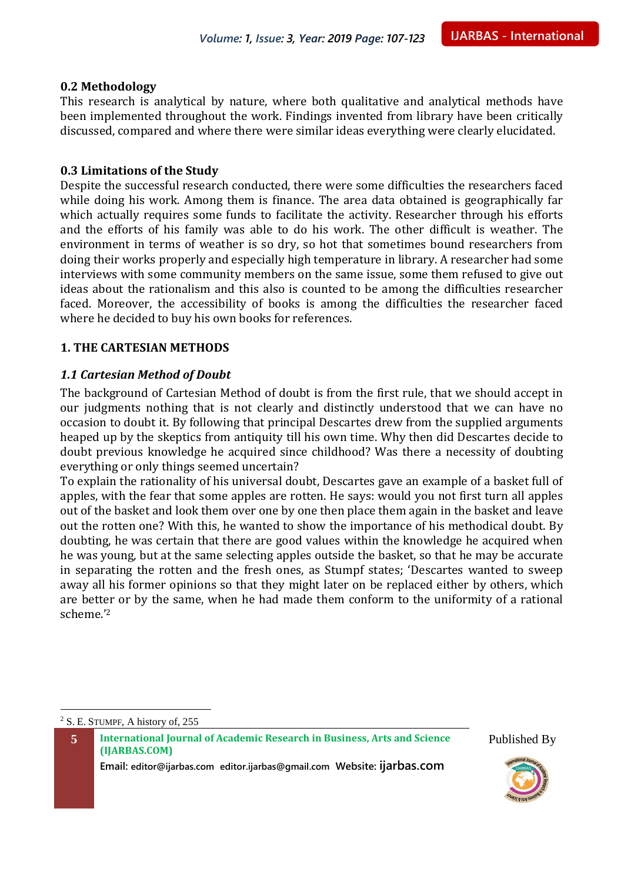### 0.2 Methodology

This research is analytical by nature, where both qualitative and analytical methods have been implemented throughout the work. Findings invented from library have been critically discussed, compared and where there were similar ideas everything were clearly elucidated.

### 0.3 Limitations of the Study

Despite the successful research conducted, there were some difficulties the researchers faced while doing his work. Among them is finance. The area data obtained is geographically far which actually requires some funds to facilitate the activity. Researcher through his efforts and the efforts of his family was able to do his work. The other difficult is weather. The environment in terms of weather is so dry, so hot that sometimes bound researchers from doing their works properly and especially high temperature in library. A researcher had some interviews with some community members on the same issue, some them refused to give out ideas about the rationalism and this also is counted to be among the difficulties researcher faced. Moreover, the accessibility of books is among the difficulties the researcher faced where he decided to buy his own books for references.

## 1. THE CARTESIAN METHODS

### *1.1 Cartesian Method of Doubt*

The background of Cartesian Method of doubt is from the first rule, that we should accept in our judgments nothing that is not clearly and distinctly understood that we can have no occasion to doubt it. By following that principal Descartes drew from the supplied arguments heaped up by the skeptics from antiquity till his own time. Why then did Descartes decide to doubt previous knowledge he acquired since childhood? Was there a necessity of doubting everything or only things seemed uncertain?

To explain the rationality of his universal doubt, Descartes gave an example of a basket full of apples, with the fear that some apples are rotten. He says: would you not first turn all apples out of the basket and look them over one by one then place them again in the basket and leave out the rotten one? With this, he wanted to show the importance of his methodical doubt. By doubting, he was certain that there are good values within the knowledge he acquired when he was young, but at the same selecting apples outside the basket, so that he may be accurate in separating the rotten and the fresh ones, as Stumpf states; 'Descartes wanted to sweep away all his former opinions so that they might later on be replaced either by others, which are better or by the same, when he had made them conform to the uniformity of a rational scheme.'[2]

---

[2] S. E. STUMPF, A history of, 255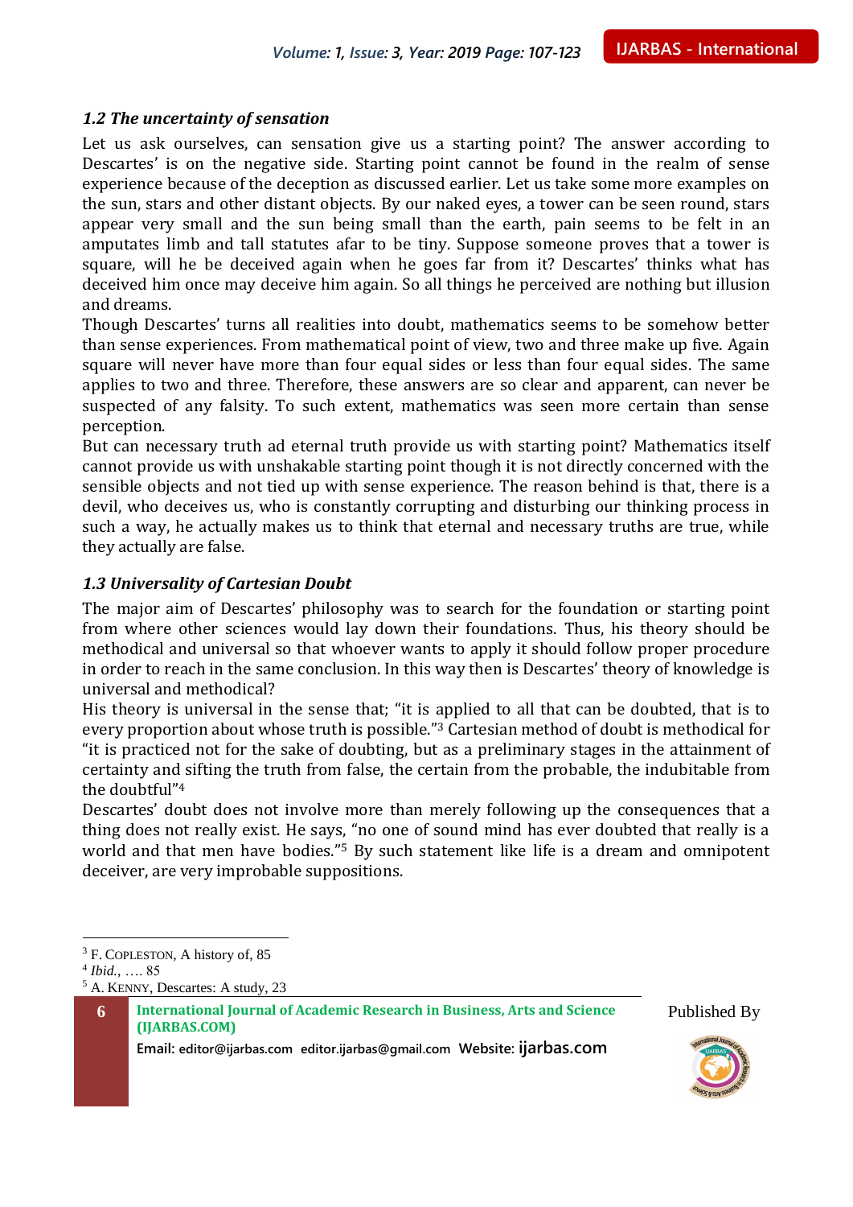### *1.2 The uncertainty of sensation*

Let us ask ourselves, can sensation give us a starting point? The answer according to Descartes' is on the negative side. Starting point cannot be found in the realm of sense experience because of the deception as discussed earlier. Let us take some more examples on the sun, stars and other distant objects. By our naked eyes, a tower can be seen round, stars appear very small and the sun being small than the earth, pain seems to be felt in an amputates limb and tall statutes afar to be tiny. Suppose someone proves that a tower is square, will he be deceived again when he goes far from it? Descartes' thinks what has deceived him once may deceive him again. So all things he perceived are nothing but illusion and dreams.

Though Descartes' turns all realities into doubt, mathematics seems to be somehow better than sense experiences. From mathematical point of view, two and three make up five. Again square will never have more than four equal sides or less than four equal sides. The same applies to two and three. Therefore, these answers are so clear and apparent, can never be suspected of any falsity. To such extent, mathematics was seen more certain than sense perception.

But can necessary truth ad eternal truth provide us with starting point? Mathematics itself cannot provide us with unshakable starting point though it is not directly concerned with the sensible objects and not tied up with sense experience. The reason behind is that, there is a devil, who deceives us, who is constantly corrupting and disturbing our thinking process in such a way, he actually makes us to think that eternal and necessary truths are true, while they actually are false.

### *1.3 Universality of Cartesian Doubt*

The major aim of Descartes' philosophy was to search for the foundation or starting point from where other sciences would lay down their foundations. Thus, his theory should be methodical and universal so that whoever wants to apply it should follow proper procedure in order to reach in the same conclusion. In this way then is Descartes' theory of knowledge is universal and methodical?

His theory is universal in the sense that; "it is applied to all that can be doubted, that is to every proportion about whose truth is possible."[3] Cartesian method of doubt is methodical for "it is practiced not for the sake of doubting, but as a preliminary stages in the attainment of certainty and sifting the truth from false, the certain from the probable, the indubitable from the doubtful"[4]

Descartes' doubt does not involve more than merely following up the consequences that a thing does not really exist. He says, "no one of sound mind has ever doubted that really is a world and that men have bodies."[5] By such statement like life is a dream and omnipotent deceiver, are very improbable suppositions.

---

[3] F. Copleston, A history of, 85

[4] *Ibid.*, …. 85

[5] A. Kenny, Descartes: A study, 23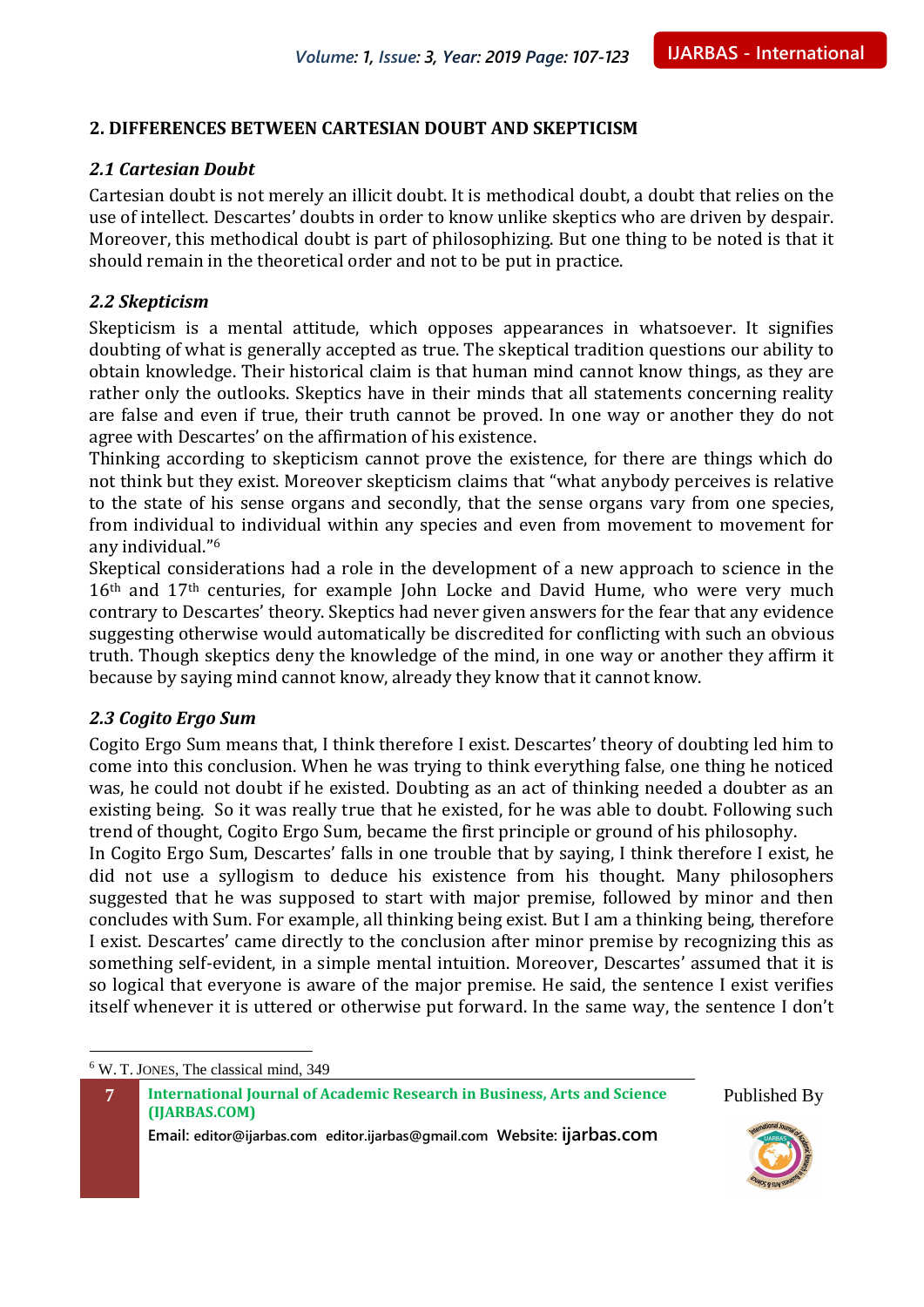## 2. DIFFERENCES BETWEEN CARTESIAN DOUBT AND SKEPTICISM

### *2.1 Cartesian Doubt*

Cartesian doubt is not merely an illicit doubt. It is methodical doubt, a doubt that relies on the use of intellect. Descartes' doubts in order to know unlike skeptics who are driven by despair. Moreover, this methodical doubt is part of philosophizing. But one thing to be noted is that it should remain in the theoretical order and not to be put in practice.

### *2.2 Skepticism*

Skepticism is a mental attitude, which opposes appearances in whatsoever. It signifies doubting of what is generally accepted as true. The skeptical tradition questions our ability to obtain knowledge. Their historical claim is that human mind cannot know things, as they are rather only the outlooks. Skeptics have in their minds that all statements concerning reality are false and even if true, their truth cannot be proved. In one way or another they do not agree with Descartes' on the affirmation of his existence.

Thinking according to skepticism cannot prove the existence, for there are things which do not think but they exist. Moreover skepticism claims that "what anybody perceives is relative to the state of his sense organs and secondly, that the sense organs vary from one species, from individual to individual within any species and even from movement to movement for any individual."[6]

Skeptical considerations had a role in the development of a new approach to science in the 16th and 17th centuries, for example John Locke and David Hume, who were very much contrary to Descartes' theory. Skeptics had never given answers for the fear that any evidence suggesting otherwise would automatically be discredited for conflicting with such an obvious truth. Though skeptics deny the knowledge of the mind, in one way or another they affirm it because by saying mind cannot know, already they know that it cannot know.

### *2.3 Cogito Ergo Sum*

Cogito Ergo Sum means that, I think therefore I exist. Descartes' theory of doubting led him to come into this conclusion. When he was trying to think everything false, one thing he noticed was, he could not doubt if he existed. Doubting as an act of thinking needed a doubter as an existing being. So it was really true that he existed, for he was able to doubt. Following such trend of thought, Cogito Ergo Sum, became the first principle or ground of his philosophy.

In Cogito Ergo Sum, Descartes' falls in one trouble that by saying, I think therefore I exist, he did not use a syllogism to deduce his existence from his thought. Many philosophers suggested that he was supposed to start with major premise, followed by minor and then concludes with Sum. For example, all thinking being exist. But I am a thinking being, therefore I exist. Descartes' came directly to the conclusion after minor premise by recognizing this as something self-evident, in a simple mental intuition. Moreover, Descartes' assumed that it is so logical that everyone is aware of the major premise. He said, the sentence I exist verifies itself whenever it is uttered or otherwise put forward. In the same way, the sentence I don't

---

[6] W. T. Jones, The classical mind, 349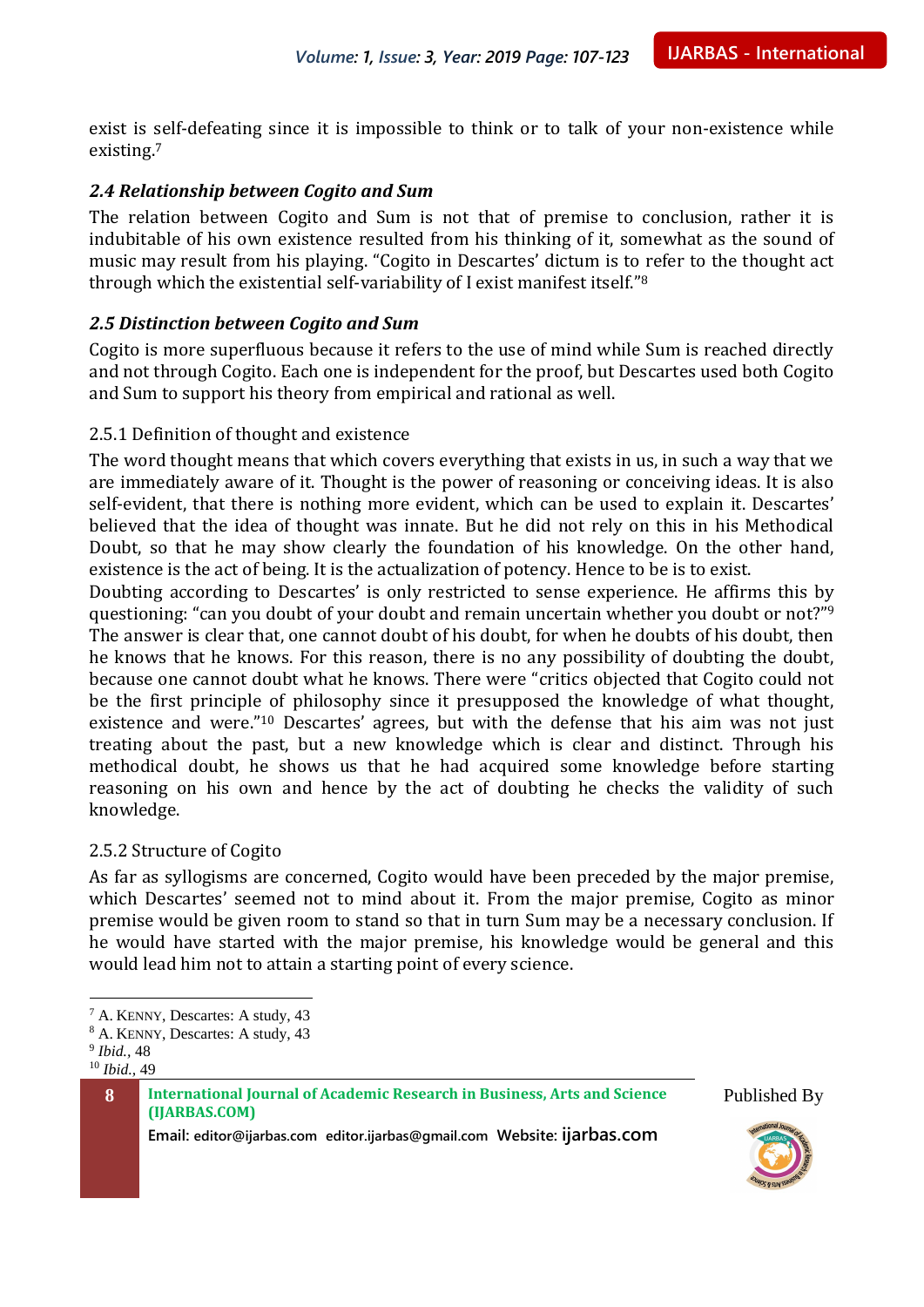exist is self-defeating since it is impossible to think or to talk of your non-existence while existing.[7]

### *2.4 Relationship between Cogito and Sum*

The relation between Cogito and Sum is not that of premise to conclusion, rather it is indubitable of his own existence resulted from his thinking of it, somewhat as the sound of music may result from his playing. "Cogito in Descartes' dictum is to refer to the thought act through which the existential self-variability of I exist manifest itself."[8]

### *2.5 Distinction between Cogito and Sum*

Cogito is more superfluous because it refers to the use of mind while Sum is reached directly and not through Cogito. Each one is independent for the proof, but Descartes used both Cogito and Sum to support his theory from empirical and rational as well.

#### 2.5.1 Definition of thought and existence

The word thought means that which covers everything that exists in us, in such a way that we are immediately aware of it. Thought is the power of reasoning or conceiving ideas. It is also self-evident, that there is nothing more evident, which can be used to explain it. Descartes' believed that the idea of thought was innate. But he did not rely on this in his Methodical Doubt, so that he may show clearly the foundation of his knowledge. On the other hand, existence is the act of being. It is the actualization of potency. Hence to be is to exist.

Doubting according to Descartes' is only restricted to sense experience. He affirms this by questioning: "can you doubt of your doubt and remain uncertain whether you doubt or not?"[9] The answer is clear that, one cannot doubt of his doubt, for when he doubts of his doubt, then he knows that he knows. For this reason, there is no any possibility of doubting the doubt, because one cannot doubt what he knows. There were "critics objected that Cogito could not be the first principle of philosophy since it presupposed the knowledge of what thought, existence and were."[10] Descartes' agrees, but with the defense that his aim was not just treating about the past, but a new knowledge which is clear and distinct. Through his methodical doubt, he shows us that he had acquired some knowledge before starting reasoning on his own and hence by the act of doubting he checks the validity of such knowledge.

#### 2.5.2 Structure of Cogito

As far as syllogisms are concerned, Cogito would have been preceded by the major premise, which Descartes' seemed not to mind about it. From the major premise, Cogito as minor premise would be given room to stand so that in turn Sum may be a necessary conclusion. If he would have started with the major premise, his knowledge would be general and this would lead him not to attain a starting point of every science.

---

[7] A. KENNY, Descartes: A study, 43

[8] A. KENNY, Descartes: A study, 43

[9] *Ibid.*, 48

[10] *Ibid.*, 49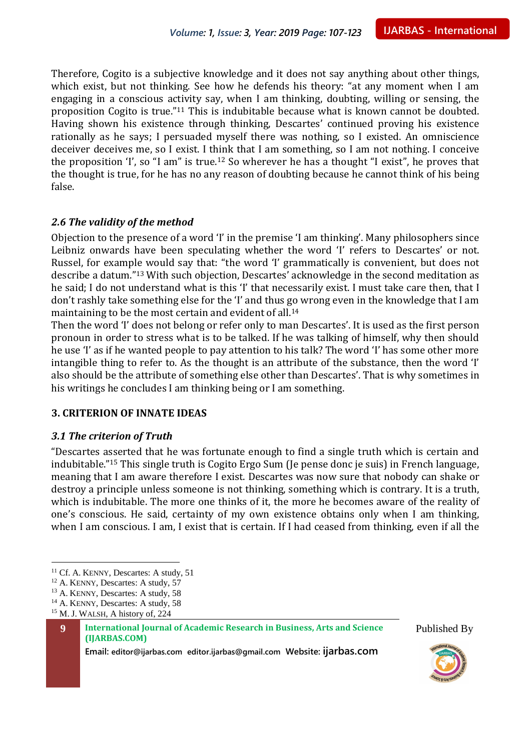Therefore, Cogito is a subjective knowledge and it does not say anything about other things, which exist, but not thinking. See how he defends his theory: "at any moment when I am engaging in a conscious activity say, when I am thinking, doubting, willing or sensing, the proposition Cogito is true."[11] This is indubitable because what is known cannot be doubted. Having shown his existence through thinking, Descartes' continued proving his existence rationally as he says; I persuaded myself there was nothing, so I existed. An omniscience deceiver deceives me, so I exist. I think that I am something, so I am not nothing. I conceive the proposition 'I', so "I am" is true.[12] So wherever he has a thought "I exist", he proves that the thought is true, for he has no any reason of doubting because he cannot think of his being false.

### *2.6 The validity of the method*

Objection to the presence of a word 'I' in the premise 'I am thinking'. Many philosophers since Leibniz onwards have been speculating whether the word 'I' refers to Descartes' or not. Russel, for example would say that: "the word 'I' grammatically is convenient, but does not describe a datum."[13] With such objection, Descartes' acknowledge in the second meditation as he said; I do not understand what is this 'I' that necessarily exist. I must take care then, that I don't rashly take something else for the 'I' and thus go wrong even in the knowledge that I am maintaining to be the most certain and evident of all.[14]

Then the word 'I' does not belong or refer only to man Descartes'. It is used as the first person pronoun in order to stress what is to be talked. If he was talking of himself, why then should he use 'I' as if he wanted people to pay attention to his talk? The word 'I' has some other more intangible thing to refer to. As the thought is an attribute of the substance, then the word 'I' also should be the attribute of something else other than Descartes'. That is why sometimes in his writings he concludes I am thinking being or I am something.

## 3. CRITERION OF INNATE IDEAS

### *3.1 The criterion of Truth*

"Descartes asserted that he was fortunate enough to find a single truth which is certain and indubitable."[15] This single truth is Cogito Ergo Sum (Je pense donc je suis) in French language, meaning that I am aware therefore I exist. Descartes was now sure that nobody can shake or destroy a principle unless someone is not thinking, something which is contrary. It is a truth, which is indubitable. The more one thinks of it, the more he becomes aware of the reality of one's conscious. He said, certainty of my own existence obtains only when I am thinking, when I am conscious. I am, I exist that is certain. If I had ceased from thinking, even if all the

---

[11] Cf. A. KENNY, Descartes: A study, 51

[12] A. KENNY, Descartes: A study, 57

[13] A. KENNY, Descartes: A study, 58

[14] A. KENNY, Descartes: A study, 58

[15] M. J. WALSH, A history of, 224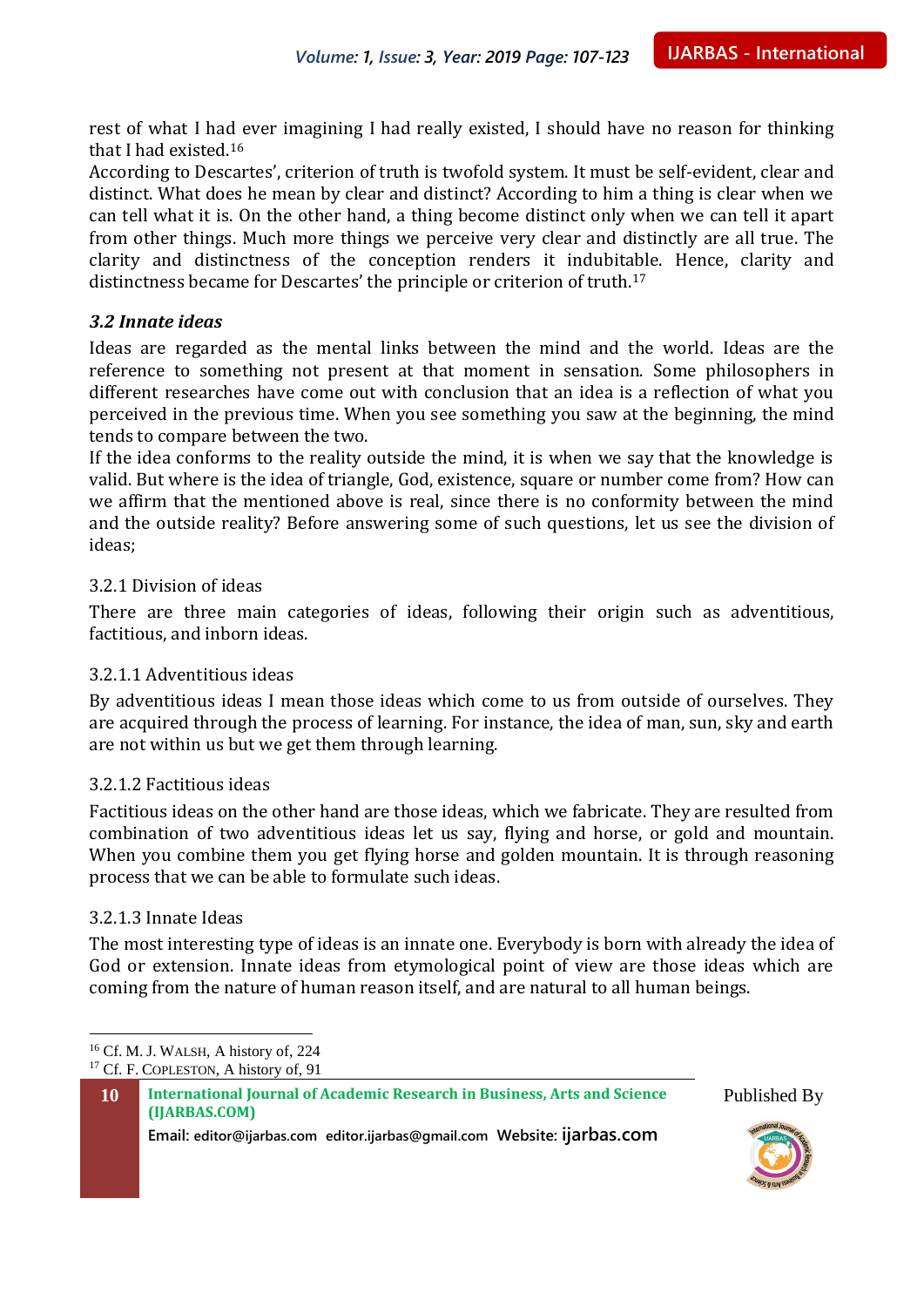rest of what I had ever imagining I had really existed, I should have no reason for thinking that I had existed.[16]

According to Descartes', criterion of truth is twofold system. It must be self-evident, clear and distinct. What does he mean by clear and distinct? According to him a thing is clear when we can tell what it is. On the other hand, a thing become distinct only when we can tell it apart from other things. Much more things we perceive very clear and distinctly are all true. The clarity and distinctness of the conception renders it indubitable. Hence, clarity and distinctness became for Descartes' the principle or criterion of truth.[17]

### *3.2 Innate ideas*

Ideas are regarded as the mental links between the mind and the world. Ideas are the reference to something not present at that moment in sensation. Some philosophers in different researches have come out with conclusion that an idea is a reflection of what you perceived in the previous time. When you see something you saw at the beginning, the mind tends to compare between the two.

If the idea conforms to the reality outside the mind, it is when we say that the knowledge is valid. But where is the idea of triangle, God, existence, square or number come from? How can we affirm that the mentioned above is real, since there is no conformity between the mind and the outside reality? Before answering some of such questions, let us see the division of ideas;

#### 3.2.1 Division of ideas

There are three main categories of ideas, following their origin such as adventitious, factitious, and inborn ideas.

##### 3.2.1.1 Adventitious ideas

By adventitious ideas I mean those ideas which come to us from outside of ourselves. They are acquired through the process of learning. For instance, the idea of man, sun, sky and earth are not within us but we get them through learning.

##### 3.2.1.2 Factitious ideas

Factitious ideas on the other hand are those ideas, which we fabricate. They are resulted from combination of two adventitious ideas let us say, flying and horse, or gold and mountain. When you combine them you get flying horse and golden mountain. It is through reasoning process that we can be able to formulate such ideas.

##### 3.2.1.3 Innate Ideas

The most interesting type of ideas is an innate one. Everybody is born with already the idea of God or extension. Innate ideas from etymological point of view are those ideas which are coming from the nature of human reason itself, and are natural to all human beings.

---

[16] Cf. M. J. Walsh, A history of, 224

[17] Cf. F. Copleston, A history of, 91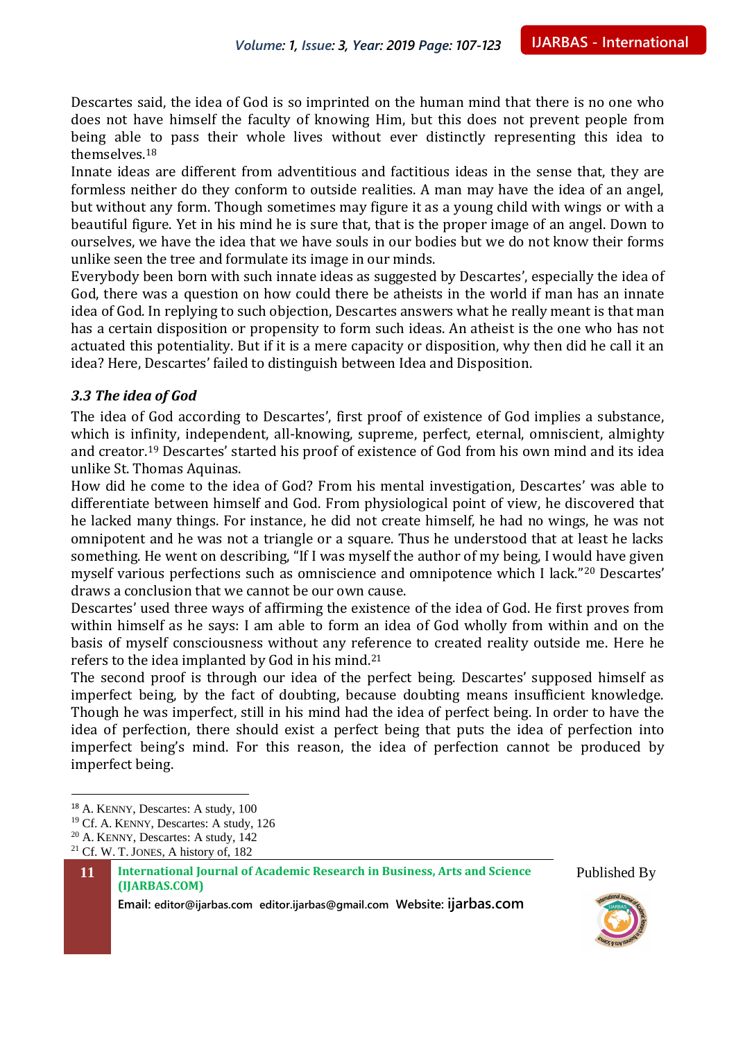Descartes said, the idea of God is so imprinted on the human mind that there is no one who does not have himself the faculty of knowing Him, but this does not prevent people from being able to pass their whole lives without ever distinctly representing this idea to themselves.[18]

Innate ideas are different from adventitious and factitious ideas in the sense that, they are formless neither do they conform to outside realities. A man may have the idea of an angel, but without any form. Though sometimes may figure it as a young child with wings or with a beautiful figure. Yet in his mind he is sure that, that is the proper image of an angel. Down to ourselves, we have the idea that we have souls in our bodies but we do not know their forms unlike seen the tree and formulate its image in our minds.

Everybody been born with such innate ideas as suggested by Descartes', especially the idea of God, there was a question on how could there be atheists in the world if man has an innate idea of God. In replying to such objection, Descartes answers what he really meant is that man has a certain disposition or propensity to form such ideas. An atheist is the one who has not actuated this potentiality. But if it is a mere capacity or disposition, why then did he call it an idea? Here, Descartes' failed to distinguish between Idea and Disposition.

### *3.3 The idea of God*

The idea of God according to Descartes', first proof of existence of God implies a substance, which is infinity, independent, all-knowing, supreme, perfect, eternal, omniscient, almighty and creator.[19] Descartes' started his proof of existence of God from his own mind and its idea unlike St. Thomas Aquinas.

How did he come to the idea of God? From his mental investigation, Descartes' was able to differentiate between himself and God. From physiological point of view, he discovered that he lacked many things. For instance, he did not create himself, he had no wings, he was not omnipotent and he was not a triangle or a square. Thus he understood that at least he lacks something. He went on describing, "If I was myself the author of my being, I would have given myself various perfections such as omniscience and omnipotence which I lack."[20] Descartes' draws a conclusion that we cannot be our own cause.

Descartes' used three ways of affirming the existence of the idea of God. He first proves from within himself as he says: I am able to form an idea of God wholly from within and on the basis of myself consciousness without any reference to created reality outside me. Here he refers to the idea implanted by God in his mind.[21]

The second proof is through our idea of the perfect being. Descartes' supposed himself as imperfect being, by the fact of doubting, because doubting means insufficient knowledge. Though he was imperfect, still in his mind had the idea of perfect being. In order to have the idea of perfection, there should exist a perfect being that puts the idea of perfection into imperfect being's mind. For this reason, the idea of perfection cannot be produced by imperfect being.

---

[18] A. Kenny, Descartes: A study, 100

[19] Cf. A. Kenny, Descartes: A study, 126

[20] A. Kenny, Descartes: A study, 142

[21] Cf. W. T. Jones, A history of, 182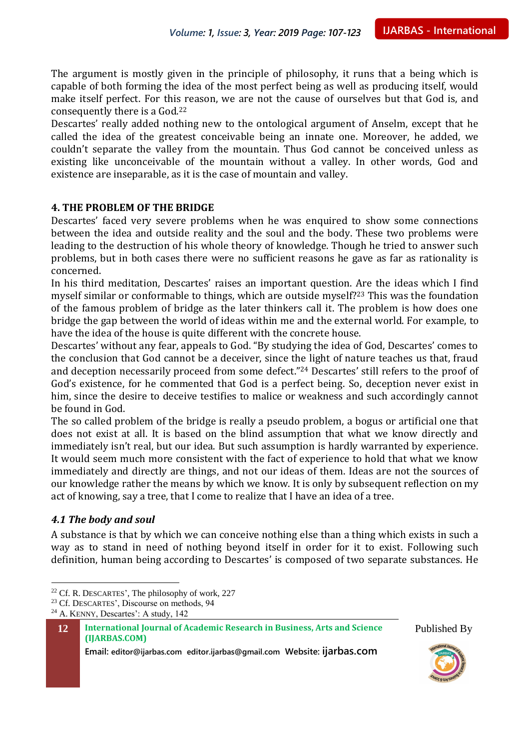The argument is mostly given in the principle of philosophy, it runs that a being which is capable of both forming the idea of the most perfect being as well as producing itself, would make itself perfect. For this reason, we are not the cause of ourselves but that God is, and consequently there is a God.[22]

Descartes' really added nothing new to the ontological argument of Anselm, except that he called the idea of the greatest conceivable being an innate one. Moreover, he added, we couldn't separate the valley from the mountain. Thus God cannot be conceived unless as existing like unconceivable of the mountain without a valley. In other words, God and existence are inseparable, as it is the case of mountain and valley.

## 4. THE PROBLEM OF THE BRIDGE

Descartes' faced very severe problems when he was enquired to show some connections between the idea and outside reality and the soul and the body. These two problems were leading to the destruction of his whole theory of knowledge. Though he tried to answer such problems, but in both cases there were no sufficient reasons he gave as far as rationality is concerned.

In his third meditation, Descartes' raises an important question. Are the ideas which I find myself similar or conformable to things, which are outside myself?[23] This was the foundation of the famous problem of bridge as the later thinkers call it. The problem is how does one bridge the gap between the world of ideas within me and the external world. For example, to have the idea of the house is quite different with the concrete house.

Descartes' without any fear, appeals to God. "By studying the idea of God, Descartes' comes to the conclusion that God cannot be a deceiver, since the light of nature teaches us that, fraud and deception necessarily proceed from some defect."[24] Descartes' still refers to the proof of God's existence, for he commented that God is a perfect being. So, deception never exist in him, since the desire to deceive testifies to malice or weakness and such accordingly cannot be found in God.

The so called problem of the bridge is really a pseudo problem, a bogus or artificial one that does not exist at all. It is based on the blind assumption that what we know directly and immediately isn't real, but our idea. But such assumption is hardly warranted by experience. It would seem much more consistent with the fact of experience to hold that what we know immediately and directly are things, and not our ideas of them. Ideas are not the sources of our knowledge rather the means by which we know. It is only by subsequent reflection on my act of knowing, say a tree, that I come to realize that I have an idea of a tree.

### *4.1 The body and soul*

A substance is that by which we can conceive nothing else than a thing which exists in such a way as to stand in need of nothing beyond itself in order for it to exist. Following such definition, human being according to Descartes' is composed of two separate substances. He

---

[22] Cf. R. DESCARTES', The philosophy of work, 227

[23] Cf. DESCARTES', Discourse on methods, 94

[24] A. KENNY, Descartes': A study, 142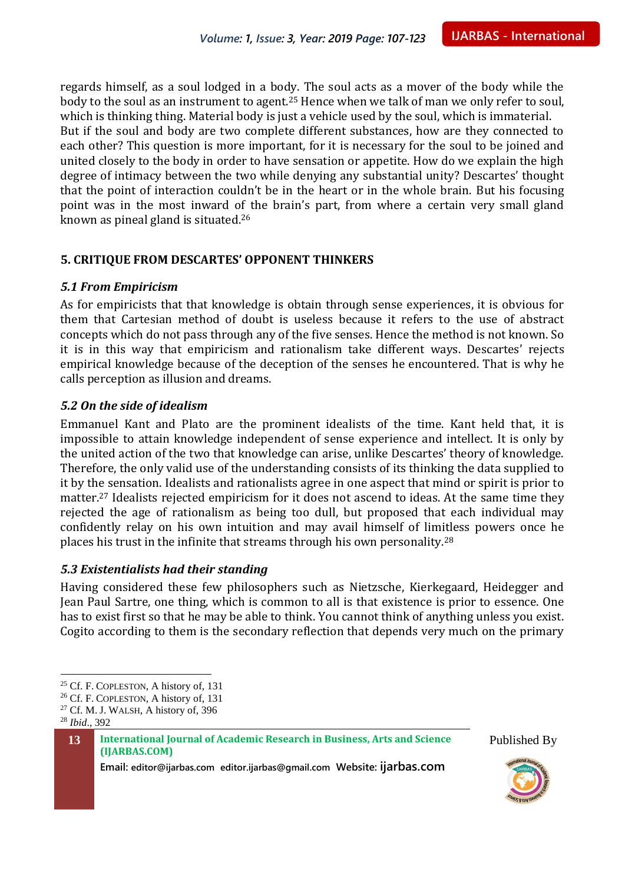regards himself, as a soul lodged in a body. The soul acts as a mover of the body while the body to the soul as an instrument to agent.[25] Hence when we talk of man we only refer to soul, which is thinking thing. Material body is just a vehicle used by the soul, which is immaterial.
But if the soul and body are two complete different substances, how are they connected to each other? This question is more important, for it is necessary for the soul to be joined and united closely to the body in order to have sensation or appetite. How do we explain the high degree of intimacy between the two while denying any substantial unity? Descartes' thought that the point of interaction couldn't be in the heart or in the whole brain. But his focusing point was in the most inward of the brain's part, from where a certain very small gland known as pineal gland is situated.[26]

## 5. CRITIQUE FROM DESCARTES' OPPONENT THINKERS

### *5.1 From Empiricism*

As for empiricists that that knowledge is obtain through sense experiences, it is obvious for them that Cartesian method of doubt is useless because it refers to the use of abstract concepts which do not pass through any of the five senses. Hence the method is not known. So it is in this way that empiricism and rationalism take different ways. Descartes' rejects empirical knowledge because of the deception of the senses he encountered. That is why he calls perception as illusion and dreams.

### *5.2 On the side of idealism*

Emmanuel Kant and Plato are the prominent idealists of the time. Kant held that, it is impossible to attain knowledge independent of sense experience and intellect. It is only by the united action of the two that knowledge can arise, unlike Descartes' theory of knowledge. Therefore, the only valid use of the understanding consists of its thinking the data supplied to it by the sensation. Idealists and rationalists agree in one aspect that mind or spirit is prior to matter.[27] Idealists rejected empiricism for it does not ascend to ideas. At the same time they rejected the age of rationalism as being too dull, but proposed that each individual may confidently relay on his own intuition and may avail himself of limitless powers once he places his trust in the infinite that streams through his own personality.[28]

### *5.3 Existentialists had their standing*

Having considered these few philosophers such as Nietzsche, Kierkegaard, Heidegger and Jean Paul Sartre, one thing, which is common to all is that existence is prior to essence. One has to exist first so that he may be able to think. You cannot think of anything unless you exist. Cogito according to them is the secondary reflection that depends very much on the primary

---

[25] Cf. F. COPLESTON, A history of, 131

[26] Cf. F. COPLESTON, A history of, 131

[27] Cf. M. J. WALSH, A history of, 396

[28] *Ibid*., 392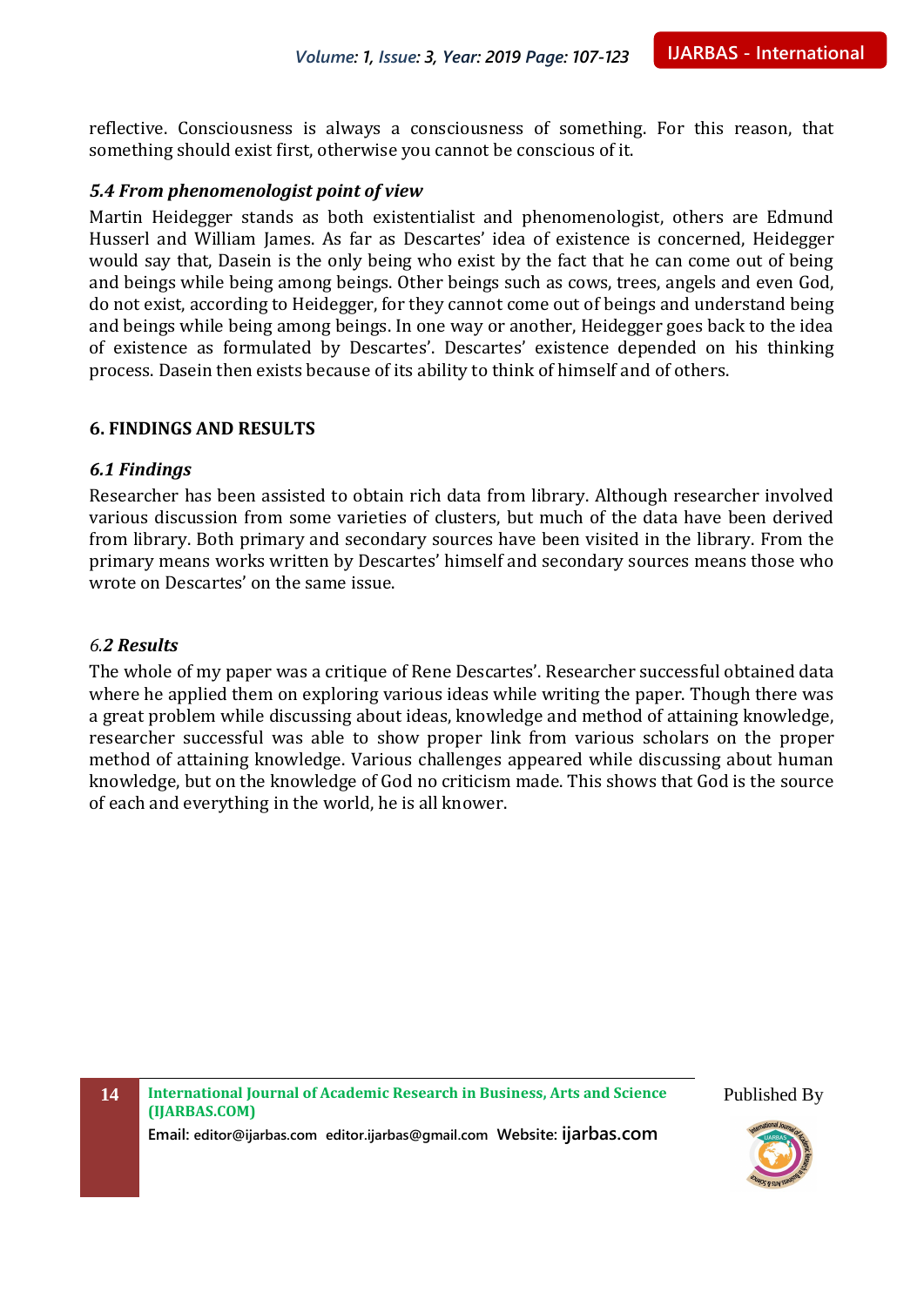reflective. Consciousness is always a consciousness of something. For this reason, that something should exist first, otherwise you cannot be conscious of it.

### *5.4 From phenomenologist point of view*

Martin Heidegger stands as both existentialist and phenomenologist, others are Edmund Husserl and William James. As far as Descartes' idea of existence is concerned, Heidegger would say that, Dasein is the only being who exist by the fact that he can come out of being and beings while being among beings. Other beings such as cows, trees, angels and even God, do not exist, according to Heidegger, for they cannot come out of beings and understand being and beings while being among beings. In one way or another, Heidegger goes back to the idea of existence as formulated by Descartes'. Descartes' existence depended on his thinking process. Dasein then exists because of its ability to think of himself and of others.

## 6. FINDINGS AND RESULTS

### *6.1 Findings*

Researcher has been assisted to obtain rich data from library. Although researcher involved various discussion from some varieties of clusters, but much of the data have been derived from library. Both primary and secondary sources have been visited in the library. From the primary means works written by Descartes' himself and secondary sources means those who wrote on Descartes' on the same issue.

### *6.2 Results*

The whole of my paper was a critique of Rene Descartes'. Researcher successful obtained data where he applied them on exploring various ideas while writing the paper. Though there was a great problem while discussing about ideas, knowledge and method of attaining knowledge, researcher successful was able to show proper link from various scholars on the proper method of attaining knowledge. Various challenges appeared while discussing about human knowledge, but on the knowledge of God no criticism made. This shows that God is the source of each and everything in the world, he is all knower.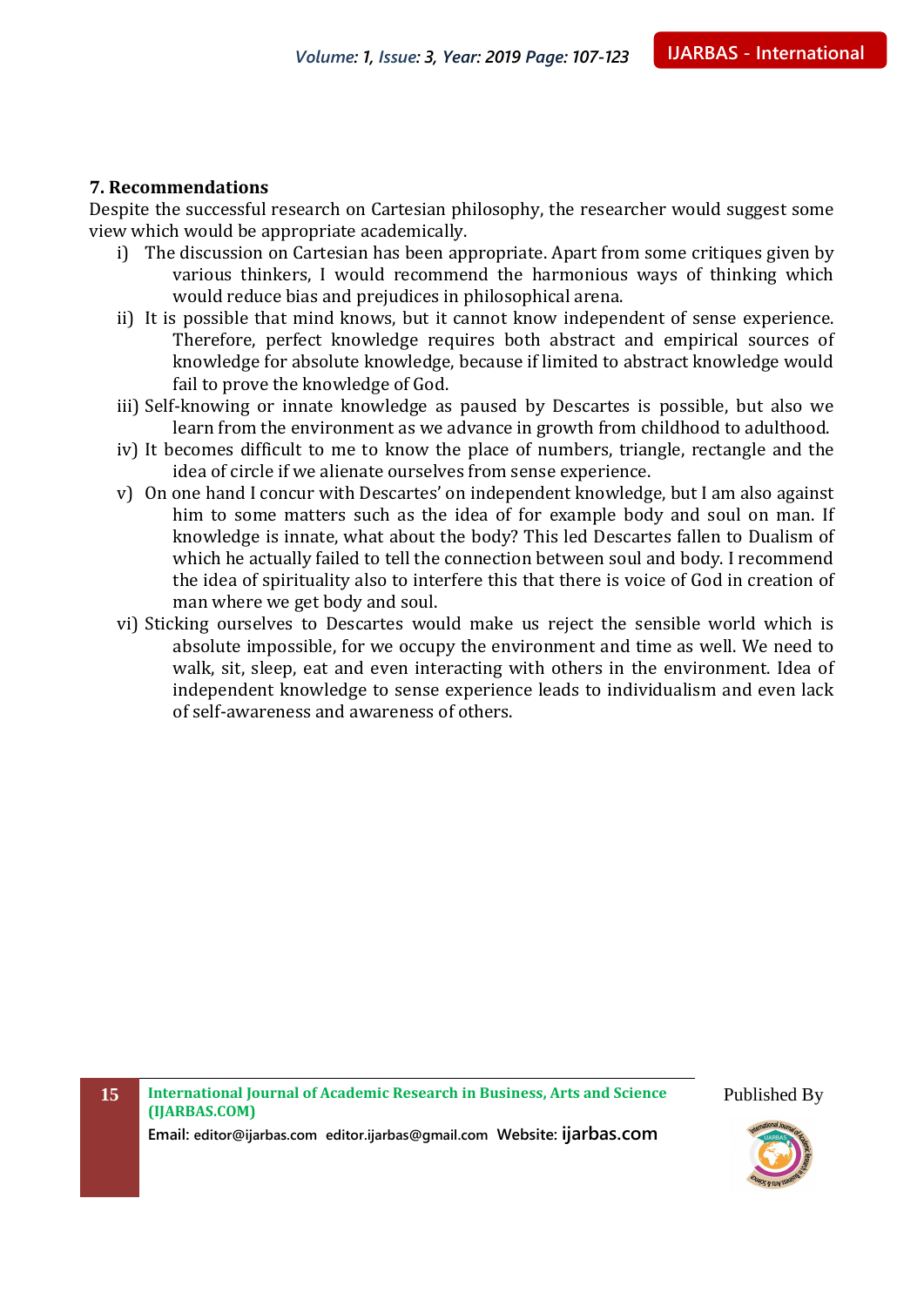## 7. Recommendations

Despite the successful research on Cartesian philosophy, the researcher would suggest some view which would be appropriate academically.

i) The discussion on Cartesian has been appropriate. Apart from some critiques given by various thinkers, I would recommend the harmonious ways of thinking which would reduce bias and prejudices in philosophical arena.

ii) It is possible that mind knows, but it cannot know independent of sense experience. Therefore, perfect knowledge requires both abstract and empirical sources of knowledge for absolute knowledge, because if limited to abstract knowledge would fail to prove the knowledge of God.

iii) Self-knowing or innate knowledge as paused by Descartes is possible, but also we learn from the environment as we advance in growth from childhood to adulthood.

iv) It becomes difficult to me to know the place of numbers, triangle, rectangle and the idea of circle if we alienate ourselves from sense experience.

v) On one hand I concur with Descartes' on independent knowledge, but I am also against him to some matters such as the idea of for example body and soul on man. If knowledge is innate, what about the body? This led Descartes fallen to Dualism of which he actually failed to tell the connection between soul and body. I recommend the idea of spirituality also to interfere this that there is voice of God in creation of man where we get body and soul.

vi) Sticking ourselves to Descartes would make us reject the sensible world which is absolute impossible, for we occupy the environment and time as well. We need to walk, sit, sleep, eat and even interacting with others in the environment. Idea of independent knowledge to sense experience leads to individualism and even lack of self-awareness and awareness of others.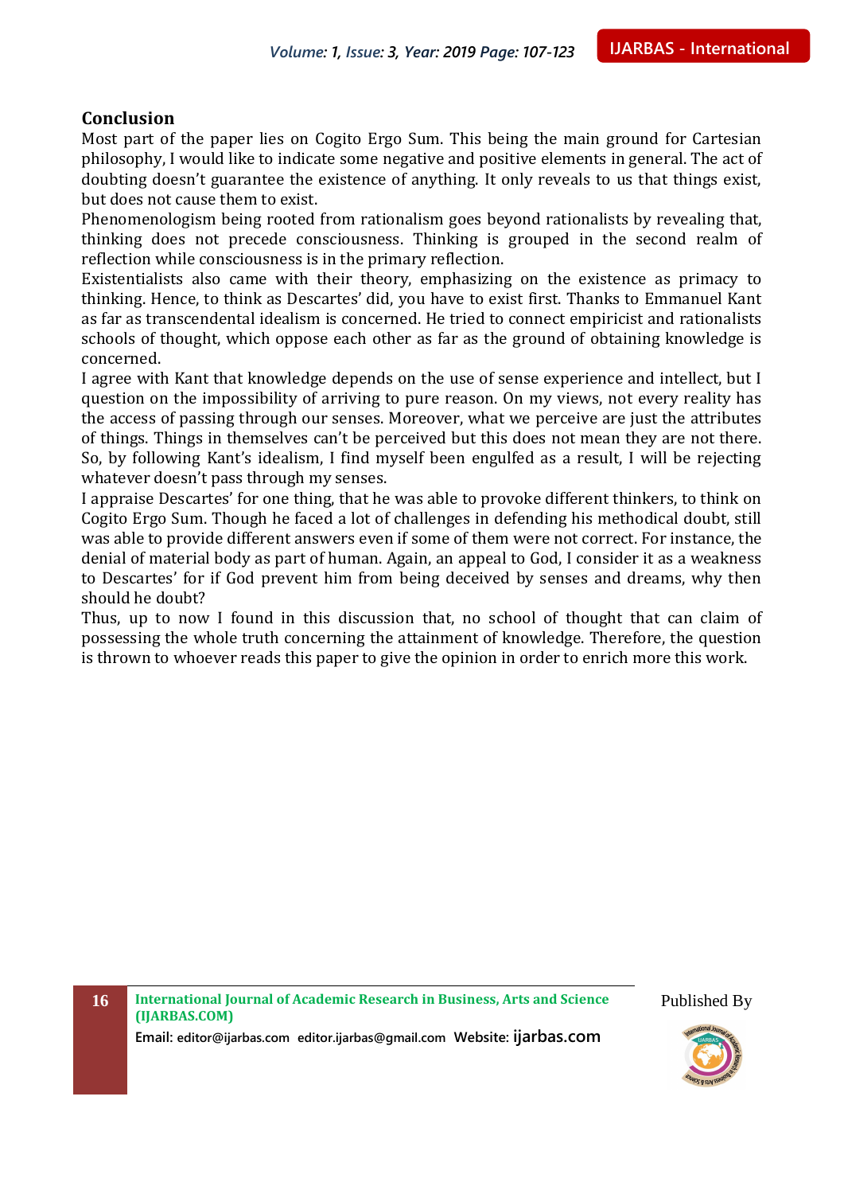## Conclusion

Most part of the paper lies on Cogito Ergo Sum. This being the main ground for Cartesian philosophy, I would like to indicate some negative and positive elements in general. The act of doubting doesn't guarantee the existence of anything. It only reveals to us that things exist, but does not cause them to exist.

Phenomenologism being rooted from rationalism goes beyond rationalists by revealing that, thinking does not precede consciousness. Thinking is grouped in the second realm of reflection while consciousness is in the primary reflection.

Existentialists also came with their theory, emphasizing on the existence as primacy to thinking. Hence, to think as Descartes' did, you have to exist first. Thanks to Emmanuel Kant as far as transcendental idealism is concerned. He tried to connect empiricist and rationalists schools of thought, which oppose each other as far as the ground of obtaining knowledge is concerned.

I agree with Kant that knowledge depends on the use of sense experience and intellect, but I question on the impossibility of arriving to pure reason. On my views, not every reality has the access of passing through our senses. Moreover, what we perceive are just the attributes of things. Things in themselves can't be perceived but this does not mean they are not there. So, by following Kant's idealism, I find myself been engulfed as a result, I will be rejecting whatever doesn't pass through my senses.

I appraise Descartes' for one thing, that he was able to provoke different thinkers, to think on Cogito Ergo Sum. Though he faced a lot of challenges in defending his methodical doubt, still was able to provide different answers even if some of them were not correct. For instance, the denial of material body as part of human. Again, an appeal to God, I consider it as a weakness to Descartes' for if God prevent him from being deceived by senses and dreams, why then should he doubt?

Thus, up to now I found in this discussion that, no school of thought that can claim of possessing the whole truth concerning the attainment of knowledge. Therefore, the question is thrown to whoever reads this paper to give the opinion in order to enrich more this work.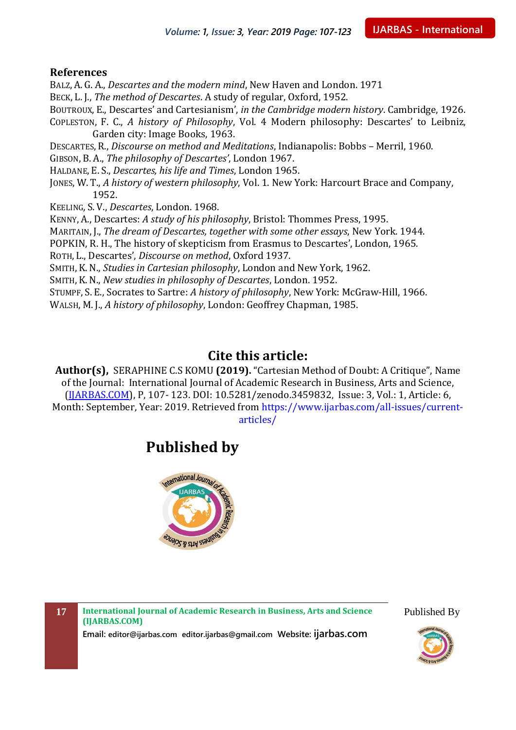## References

BALZ, A. G. A., *Descartes and the modern mind*, New Haven and London. 1971

BECK, L. J., *The method of Descartes*. A study of regular, Oxford, 1952.

BOUTROUX, E., Descartes' and Cartesianism', *in the Cambridge modern history*. Cambridge, 1926.

COPLESTON, F. C., *A history of Philosophy*, Vol. 4 Modern philosophy: Descartes' to Leibniz, Garden city: Image Books, 1963.

DESCARTES, R., *Discourse on method and Meditations*, Indianapolis: Bobbs – Merril, 1960.

GIBSON, B. A., *The philosophy of Descartes'*, London 1967.

HALDANE, E. S., *Descartes, his life and Times*, London 1965.

JONES, W. T., *A history of western philosophy*, Vol. 1. New York: Harcourt Brace and Company, 1952.

KEELING, S. V., *Descartes*, London. 1968.

KENNY, A., Descartes: *A study of his philosophy*, Bristol: Thommes Press, 1995.

MARITAIN, J., *The dream of Descartes, together with some other essays*, New York. 1944.

POPKIN, R. H., The history of skepticism from Erasmus to Descartes', London, 1965.

ROTH, L., Descartes', *Discourse on method*, Oxford 1937.

SMITH, K. N., *Studies in Cartesian philosophy*, London and New York, 1962.

SMITH, K. N., *New studies in philosophy of Descartes*, London. 1952.

STUMPF, S. E., Socrates to Sartre: *A history of philosophy*, New York: McGraw-Hill, 1966.

WALSH, M. J., *A history of philosophy*, London: Geoffrey Chapman, 1985.

## Cite this article:

**Author(s),** SERAPHINE C.S KOMU **(2019).** "Cartesian Method of Doubt: A Critique", Name of the Journal: International Journal of Academic Research in Business, Arts and Science, (IJARBAS.COM), P, 107- 123. DOI: 10.5281/zenodo.3459832, Issue: 3, Vol.: 1, Article: 6, Month: September, Year: 2019. Retrieved from https://www.ijarbas.com/all-issues/current-articles/

## Published by